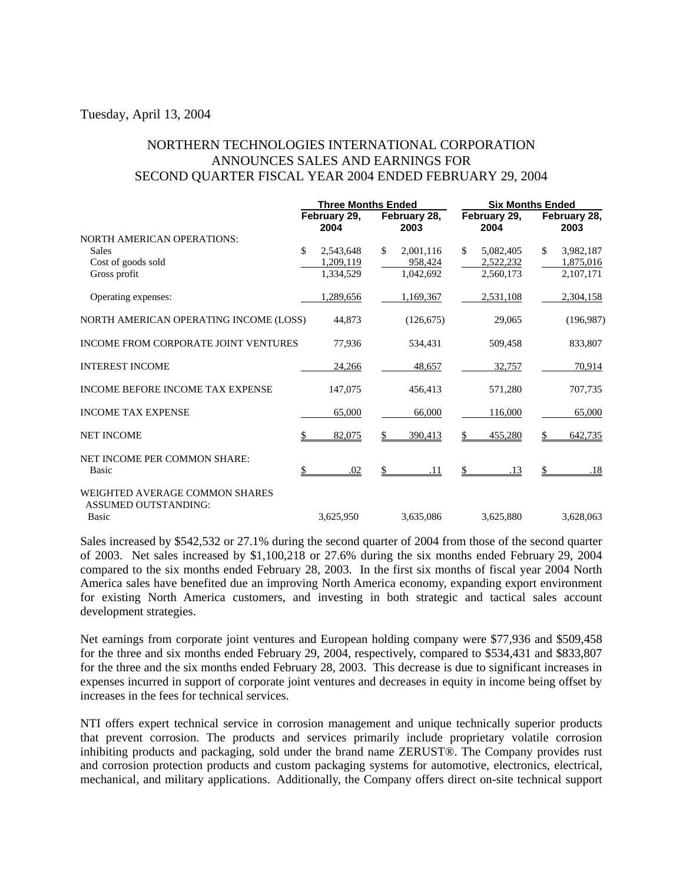Tuesday, April 13, 2004

# NORTHERN TECHNOLOGIES INTERNATIONAL CORPORATION ANNOUNCES SALES AND EARNINGS FOR SECOND QUARTER FISCAL YEAR 2004 ENDED FEBRUARY 29, 2004

| | Three Months Ended | | Six Months Ended | |
|---|---|---|---|---|
| | February 29, 2004 | February 28, 2003 | February 29, 2004 | February 28, 2003 |
| NORTH AMERICAN OPERATIONS: | | | | |
| Sales | $ 2,543,648 | $ 2,001,116 | $ 5,082,405 | $ 3,982,187 |
| Cost of goods sold | 1,209,119 | 958,424 | 2,522,232 | 1,875,016 |
| Gross profit | 1,334,529 | 1,042,692 | 2,560,173 | 2,107,171 |
| Operating expenses: | 1,289,656 | 1,169,367 | 2,531,108 | 2,304,158 |
| NORTH AMERICAN OPERATING INCOME (LOSS) | 44,873 | (126,675) | 29,065 | (196,987) |
| INCOME FROM CORPORATE JOINT VENTURES | 77,936 | 534,431 | 509,458 | 833,807 |
| INTEREST INCOME | 24,266 | 48,657 | 32,757 | 70,914 |
| INCOME BEFORE INCOME TAX EXPENSE | 147,075 | 456,413 | 571,280 | 707,735 |
| INCOME TAX EXPENSE | 65,000 | 66,000 | 116,000 | 65,000 |
| NET INCOME | $ 82,075 | $ 390,413 | $ 455,280 | $ 642,735 |
| NET INCOME PER COMMON SHARE: | | | | |
| Basic | $ .02 | $ .11 | $ .13 | $ .18 |
| WEIGHTED AVERAGE COMMON SHARES ASSUMED OUTSTANDING: | | | | |
| Basic | 3,625,950 | 3,635,086 | 3,625,880 | 3,628,063 |

Sales increased by $542,532 or 27.1% during the second quarter of 2004 from those of the second quarter of 2003. Net sales increased by $1,100,218 or 27.6% during the six months ended February 29, 2004 compared to the six months ended February 28, 2003. In the first six months of fiscal year 2004 North America sales have benefited due an improving North America economy, expanding export environment for existing North America customers, and investing in both strategic and tactical sales account development strategies.

Net earnings from corporate joint ventures and European holding company were $77,936 and $509,458 for the three and six months ended February 29, 2004, respectively, compared to $534,431 and $833,807 for the three and the six months ended February 28, 2003. This decrease is due to significant increases in expenses incurred in support of corporate joint ventures and decreases in equity in income being offset by increases in the fees for technical services.

NTI offers expert technical service in corrosion management and unique technically superior products that prevent corrosion. The products and services primarily include proprietary volatile corrosion inhibiting products and packaging, sold under the brand name ZERUST®. The Company provides rust and corrosion protection products and custom packaging systems for automotive, electronics, electrical, mechanical, and military applications. Additionally, the Company offers direct on-site technical support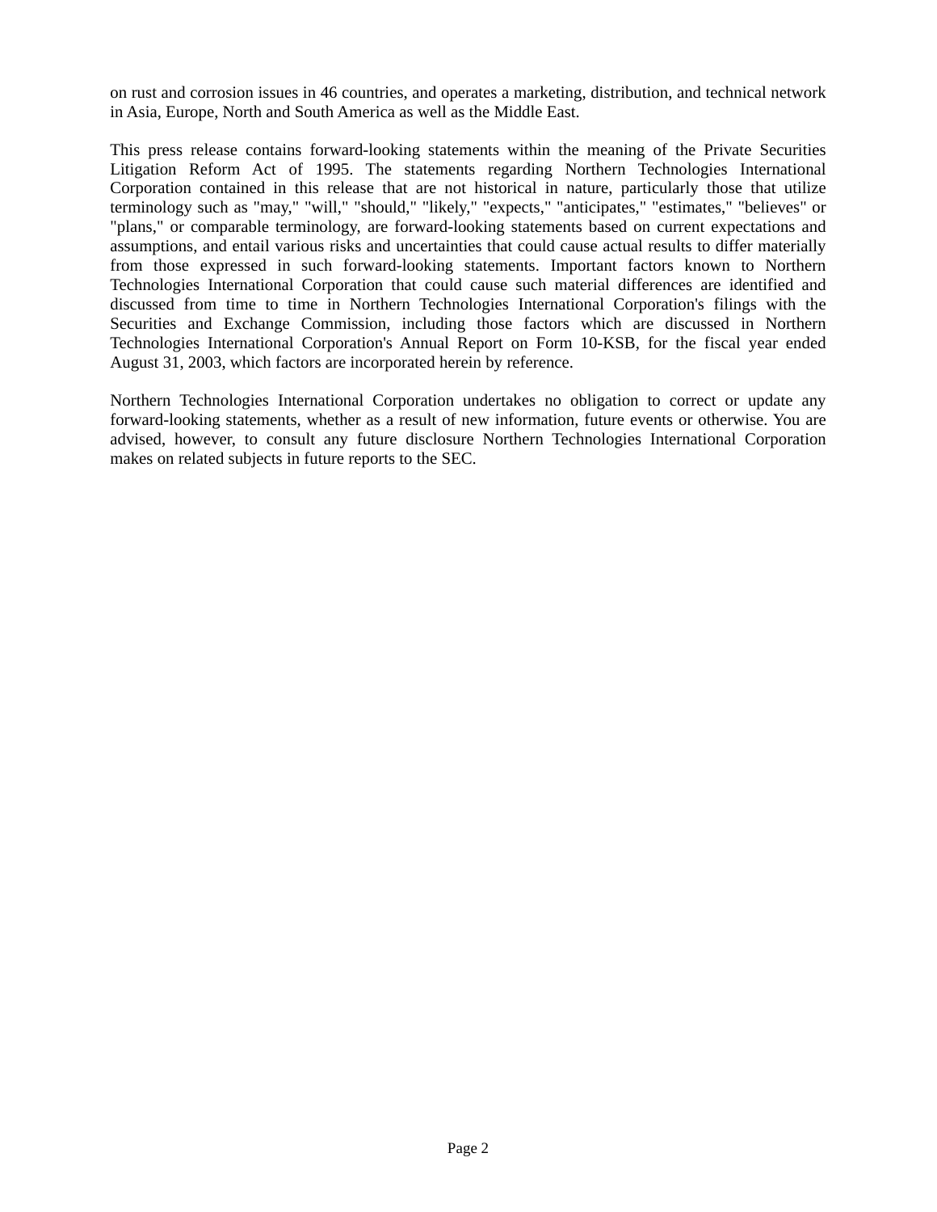on rust and corrosion issues in 46 countries, and operates a marketing, distribution, and technical network in Asia, Europe, North and South America as well as the Middle East.

This press release contains forward-looking statements within the meaning of the Private Securities Litigation Reform Act of 1995. The statements regarding Northern Technologies International Corporation contained in this release that are not historical in nature, particularly those that utilize terminology such as "may," "will," "should," "likely," "expects," "anticipates," "estimates," "believes" or "plans," or comparable terminology, are forward-looking statements based on current expectations and assumptions, and entail various risks and uncertainties that could cause actual results to differ materially from those expressed in such forward-looking statements. Important factors known to Northern Technologies International Corporation that could cause such material differences are identified and discussed from time to time in Northern Technologies International Corporation's filings with the Securities and Exchange Commission, including those factors which are discussed in Northern Technologies International Corporation's Annual Report on Form 10-KSB, for the fiscal year ended August 31, 2003, which factors are incorporated herein by reference.

Northern Technologies International Corporation undertakes no obligation to correct or update any forward-looking statements, whether as a result of new information, future events or otherwise. You are advised, however, to consult any future disclosure Northern Technologies International Corporation makes on related subjects in future reports to the SEC.